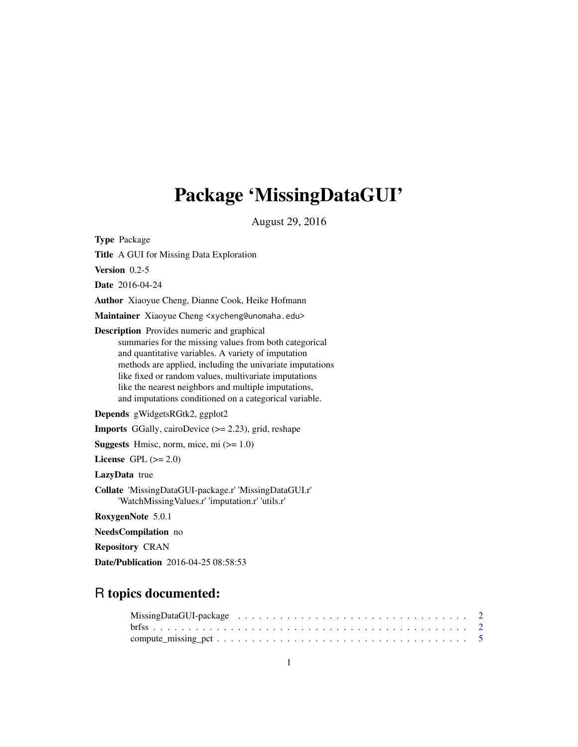# Package 'MissingDataGUI'

August 29, 2016

**Type** Package

**Title** A GUI for Missing Data Exploration

**Version** 0.2-5

**Date** 2016-04-24

**Author** Xiaoyue Cheng, Dianne Cook, Heike Hofmann

**Maintainer** Xiaoyue Cheng <xycheng@unomaha.edu>

**Description** Provides numeric and graphical summaries for the missing values from both categorical and quantitative variables. A variety of imputation methods are applied, including the univariate imputations like fixed or random values, multivariate imputations like the nearest neighbors and multiple imputations, and imputations conditioned on a categorical variable.

**Depends** gWidgetsRGtk2, ggplot2

**Imports** GGally, cairoDevice (>= 2.23), grid, reshape

**Suggests** Hmisc, norm, mice, mi (>= 1.0)

**License** GPL (>= 2.0)

**LazyData** true

**Collate** 'MissingDataGUI-package.r' 'MissingDataGUI.r' 'WatchMissingValues.r' 'imputation.r' 'utils.r'

**RoxygenNote** 5.0.1

**NeedsCompilation** no

**Repository** CRAN

**Date/Publication** 2016-04-25 08:58:53

## R topics documented:

MissingDataGUI-package . . . . . . . . . . . . . . . . . . . . . . . . . . . . . . . . 2
brfss . . . . . . . . . . . . . . . . . . . . . . . . . . . . . . . . . . . . . . . . . . . 2
compute_missing_pct . . . . . . . . . . . . . . . . . . . . . . . . . . . . . . . . . . 5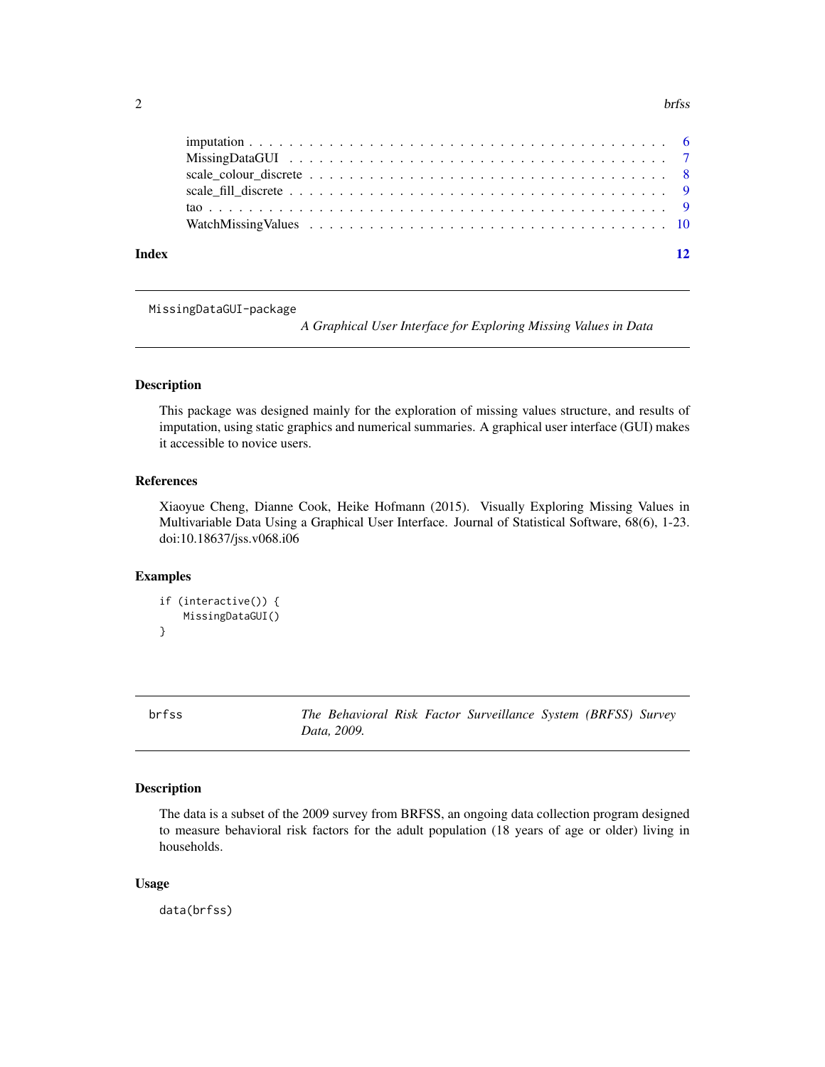imputation . . . . . . . . . . . . . . . . . . . . . . . . . . . . . . . . . . . . . . . . 6
MissingDataGUI . . . . . . . . . . . . . . . . . . . . . . . . . . . . . . . . . . . . . . 7
scale_colour_discrete . . . . . . . . . . . . . . . . . . . . . . . . . . . . . . . . . . 8
scale_fill_discrete . . . . . . . . . . . . . . . . . . . . . . . . . . . . . . . . . . . . 9
tao . . . . . . . . . . . . . . . . . . . . . . . . . . . . . . . . . . . . . . . . . . . . 9
WatchMissingValues . . . . . . . . . . . . . . . . . . . . . . . . . . . . . . . . . . . 10

**Index** **12**

---

## MissingDataGUI-package — *A Graphical User Interface for Exploring Missing Values in Data*

### Description

This package was designed mainly for the exploration of missing values structure, and results of imputation, using static graphics and numerical summaries. A graphical user interface (GUI) makes it accessible to novice users.

### References

Xiaoyue Cheng, Dianne Cook, Heike Hofmann (2015). Visually Exploring Missing Values in Multivariable Data Using a Graphical User Interface. Journal of Statistical Software, 68(6), 1-23. doi:10.18637/jss.v068.i06

### Examples

```
if (interactive()) {
    MissingDataGUI()
}
```

---

## brfss — *The Behavioral Risk Factor Surveillance System (BRFSS) Survey Data, 2009.*

### Description

The data is a subset of the 2009 survey from BRFSS, an ongoing data collection program designed to measure behavioral risk factors for the adult population (18 years of age or older) living in households.

### Usage

```
data(brfss)
```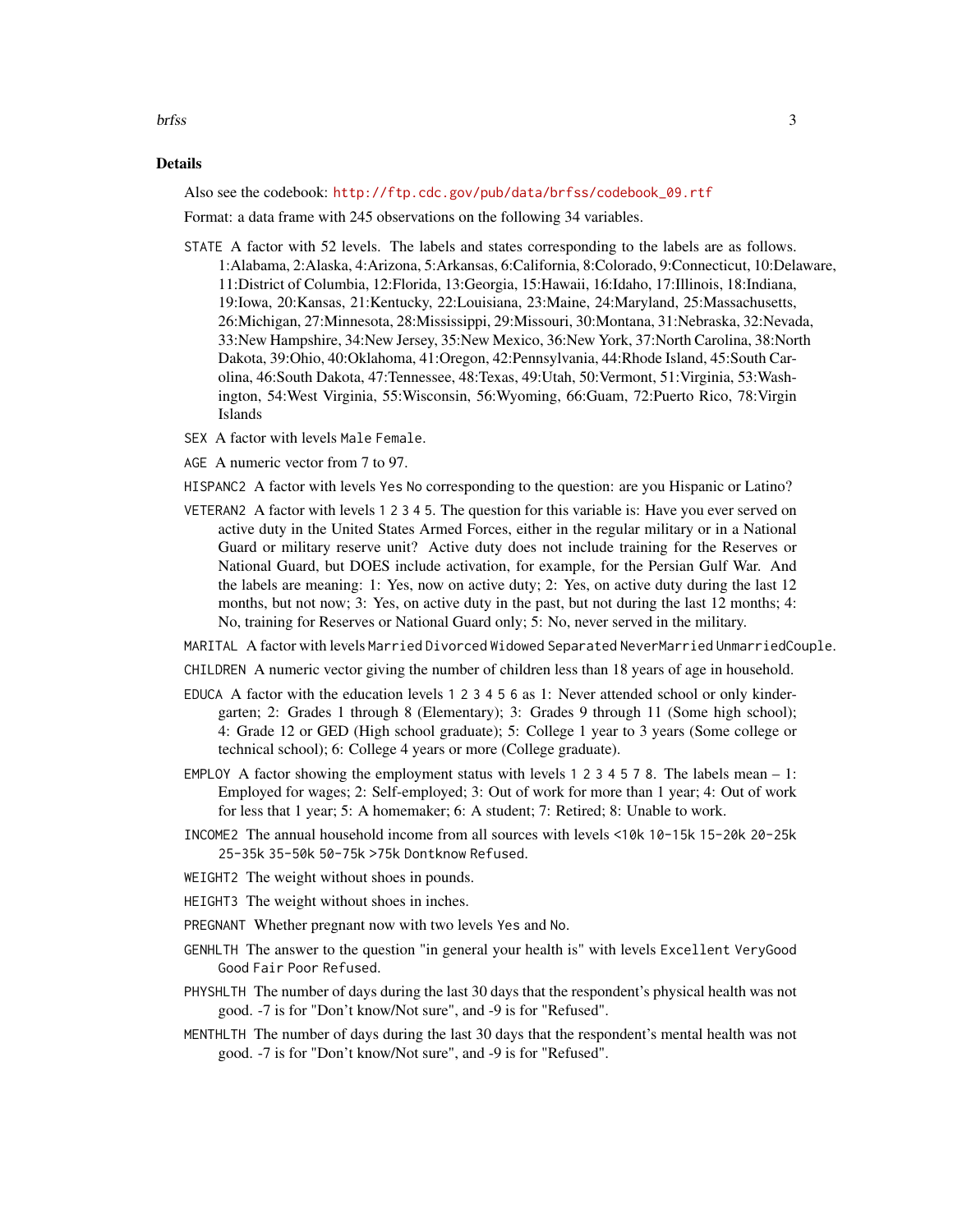## Details

Also see the codebook: http://ftp.cdc.gov/pub/data/brfss/codebook_09.rtf

Format: a data frame with 245 observations on the following 34 variables.

- `STATE` A factor with 52 levels. The labels and states corresponding to the labels are as follows. 1:Alabama, 2:Alaska, 4:Arizona, 5:Arkansas, 6:California, 8:Colorado, 9:Connecticut, 10:Delaware, 11:District of Columbia, 12:Florida, 13:Georgia, 15:Hawaii, 16:Idaho, 17:Illinois, 18:Indiana, 19:Iowa, 20:Kansas, 21:Kentucky, 22:Louisiana, 23:Maine, 24:Maryland, 25:Massachusetts, 26:Michigan, 27:Minnesota, 28:Mississippi, 29:Missouri, 30:Montana, 31:Nebraska, 32:Nevada, 33:New Hampshire, 34:New Jersey, 35:New Mexico, 36:New York, 37:North Carolina, 38:North Dakota, 39:Ohio, 40:Oklahoma, 41:Oregon, 42:Pennsylvania, 44:Rhode Island, 45:South Carolina, 46:South Dakota, 47:Tennessee, 48:Texas, 49:Utah, 50:Vermont, 51:Virginia, 53:Washington, 54:West Virginia, 55:Wisconsin, 56:Wyoming, 66:Guam, 72:Puerto Rico, 78:Virgin Islands
- `SEX` A factor with levels `Male` `Female`.
- `AGE` A numeric vector from 7 to 97.
- `HISPANC2` A factor with levels `Yes` `No` corresponding to the question: are you Hispanic or Latino?
- `VETERAN2` A factor with levels `1 2 3 4 5`. The question for this variable is: Have you ever served on active duty in the United States Armed Forces, either in the regular military or in a National Guard or military reserve unit? Active duty does not include training for the Reserves or National Guard, but DOES include activation, for example, for the Persian Gulf War. And the labels are meaning: 1: Yes, now on active duty; 2: Yes, on active duty during the last 12 months, but not now; 3: Yes, on active duty in the past, but not during the last 12 months; 4: No, training for Reserves or National Guard only; 5: No, never served in the military.
- `MARITAL` A factor with levels `Married` `Divorced` `Widowed` `Separated` `NeverMarried` `UnmarriedCouple`.
- `CHILDREN` A numeric vector giving the number of children less than 18 years of age in household.
- `EDUCA` A factor with the education levels `1 2 3 4 5 6` as 1: Never attended school or only kindergarten; 2: Grades 1 through 8 (Elementary); 3: Grades 9 through 11 (Some high school); 4: Grade 12 or GED (High school graduate); 5: College 1 year to 3 years (Some college or technical school); 6: College 4 years or more (College graduate).
- `EMPLOY` A factor showing the employment status with levels `1 2 3 4 5 7 8`. The labels mean – 1: Employed for wages; 2: Self-employed; 3: Out of work for more than 1 year; 4: Out of work for less that 1 year; 5: A homemaker; 6: A student; 7: Retired; 8: Unable to work.
- `INCOME2` The annual household income from all sources with levels `<10k` `10-15k` `15-20k` `20-25k` `25-35k` `35-50k` `50-75k` `>75k` `Dontknow` `Refused`.
- `WEIGHT2` The weight without shoes in pounds.
- `HEIGHT3` The weight without shoes in inches.
- `PREGNANT` Whether pregnant now with two levels `Yes` and `No`.
- `GENHLTH` The answer to the question "in general your health is" with levels `Excellent` `VeryGood` `Good` `Fair` `Poor` `Refused`.
- `PHYSHLTH` The number of days during the last 30 days that the respondent's physical health was not good. -7 is for "Don't know/Not sure", and -9 is for "Refused".
- `MENTHLTH` The number of days during the last 30 days that the respondent's mental health was not good. -7 is for "Don't know/Not sure", and -9 is for "Refused".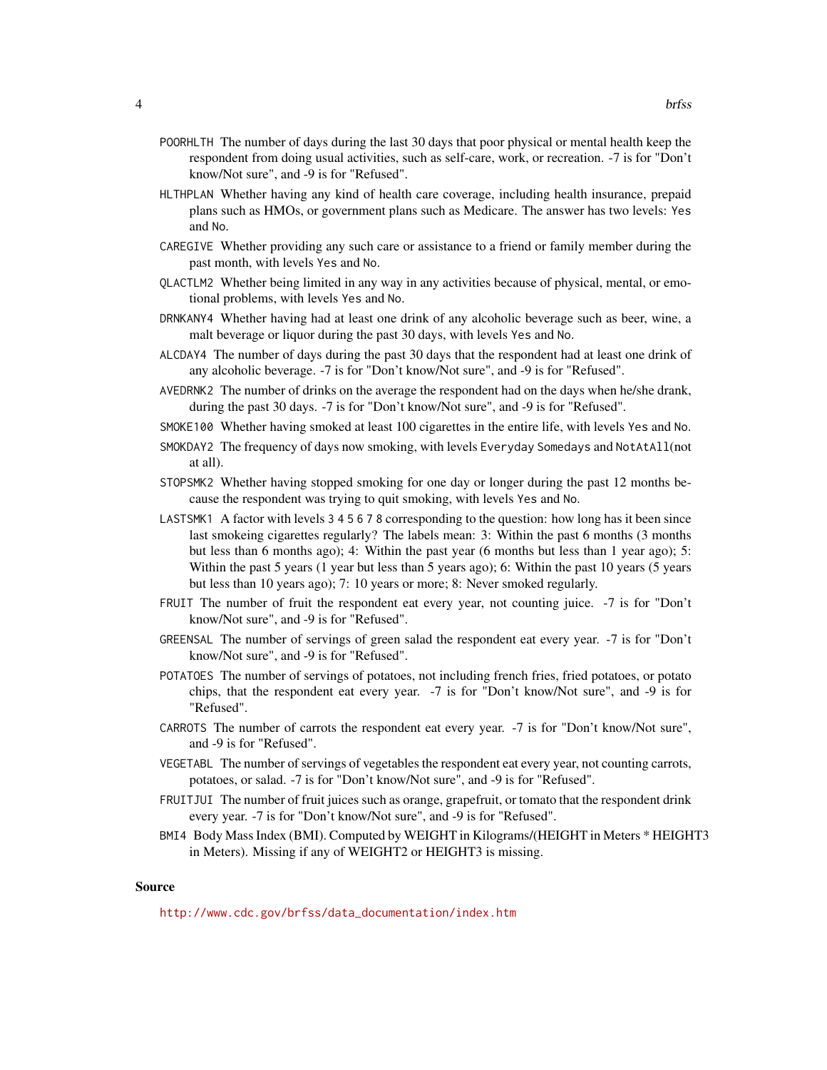- `POORHLTH` The number of days during the last 30 days that poor physical or mental health keep the respondent from doing usual activities, such as self-care, work, or recreation. -7 is for "Don't know/Not sure", and -9 is for "Refused".
- `HLTHPLAN` Whether having any kind of health care coverage, including health insurance, prepaid plans such as HMOs, or government plans such as Medicare. The answer has two levels: `Yes` and `No`.
- `CAREGIVE` Whether providing any such care or assistance to a friend or family member during the past month, with levels `Yes` and `No`.
- `QLACTLM2` Whether being limited in any way in any activities because of physical, mental, or emotional problems, with levels `Yes` and `No`.
- `DRNKANY4` Whether having had at least one drink of any alcoholic beverage such as beer, wine, a malt beverage or liquor during the past 30 days, with levels `Yes` and `No`.
- `ALCDAY4` The number of days during the past 30 days that the respondent had at least one drink of any alcoholic beverage. -7 is for "Don't know/Not sure", and -9 is for "Refused".
- `AVEDRNK2` The number of drinks on the average the respondent had on the days when he/she drank, during the past 30 days. -7 is for "Don't know/Not sure", and -9 is for "Refused".
- `SMOKE100` Whether having smoked at least 100 cigarettes in the entire life, with levels `Yes` and `No`.
- `SMOKDAY2` The frequency of days now smoking, with levels `Everyday` `Somedays` and `NotAtAll`(not at all).
- `STOPSMK2` Whether having stopped smoking for one day or longer during the past 12 months because the respondent was trying to quit smoking, with levels `Yes` and `No`.
- `LASTSMK1` A factor with levels `3 4 5 6 7 8` corresponding to the question: how long has it been since last smokeing cigarettes regularly? The labels mean: 3: Within the past 6 months (3 months but less than 6 months ago); 4: Within the past year (6 months but less than 1 year ago); 5: Within the past 5 years (1 year but less than 5 years ago); 6: Within the past 10 years (5 years but less than 10 years ago); 7: 10 years or more; 8: Never smoked regularly.
- `FRUIT` The number of fruit the respondent eat every year, not counting juice. -7 is for "Don't know/Not sure", and -9 is for "Refused".
- `GREENSAL` The number of servings of green salad the respondent eat every year. -7 is for "Don't know/Not sure", and -9 is for "Refused".
- `POTATOES` The number of servings of potatoes, not including french fries, fried potatoes, or potato chips, that the respondent eat every year. -7 is for "Don't know/Not sure", and -9 is for "Refused".
- `CARROTS` The number of carrots the respondent eat every year. -7 is for "Don't know/Not sure", and -9 is for "Refused".
- `VEGETABL` The number of servings of vegetables the respondent eat every year, not counting carrots, potatoes, or salad. -7 is for "Don't know/Not sure", and -9 is for "Refused".
- `FRUITJUI` The number of fruit juices such as orange, grapefruit, or tomato that the respondent drink every year. -7 is for "Don't know/Not sure", and -9 is for "Refused".
- `BMI4` Body Mass Index (BMI). Computed by WEIGHT in Kilograms/(HEIGHT in Meters * HEIGHT3 in Meters). Missing if any of WEIGHT2 or HEIGHT3 is missing.

## Source

http://www.cdc.gov/brfss/data_documentation/index.htm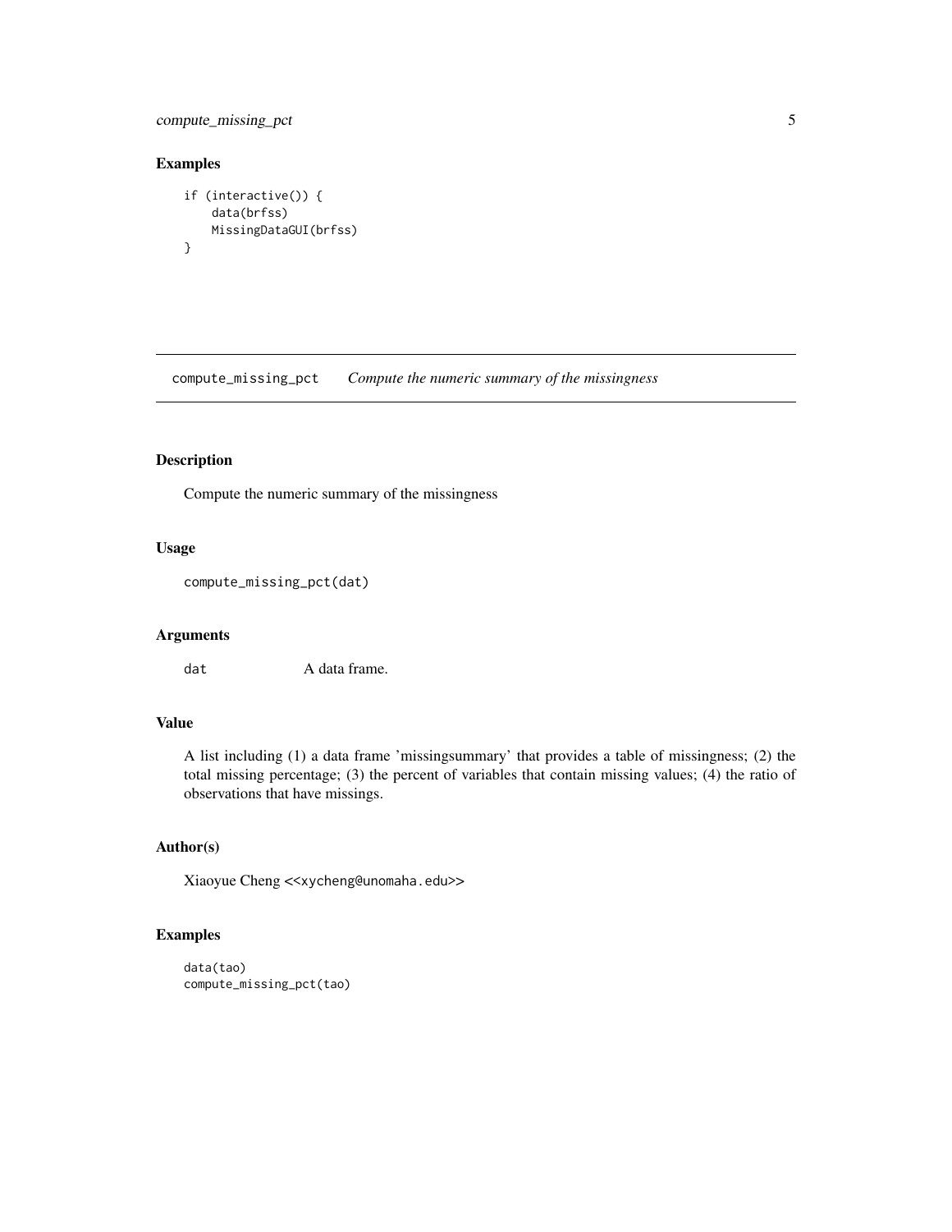## Examples

```
if (interactive()) {
    data(brfss)
    MissingDataGUI(brfss)
}
```

---

compute_missing_pct    *Compute the numeric summary of the missingness*

---

## Description

Compute the numeric summary of the missingness

## Usage

```
compute_missing_pct(dat)
```

## Arguments

| | |
|---|---|
| dat | A data frame. |

## Value

A list including (1) a data frame 'missingsummary' that provides a table of missingness; (2) the total missing percentage; (3) the percent of variables that contain missing values; (4) the ratio of observations that have missings.

## Author(s)

Xiaoyue Cheng <<xycheng@unomaha.edu>>

## Examples

```
data(tao)
compute_missing_pct(tao)
```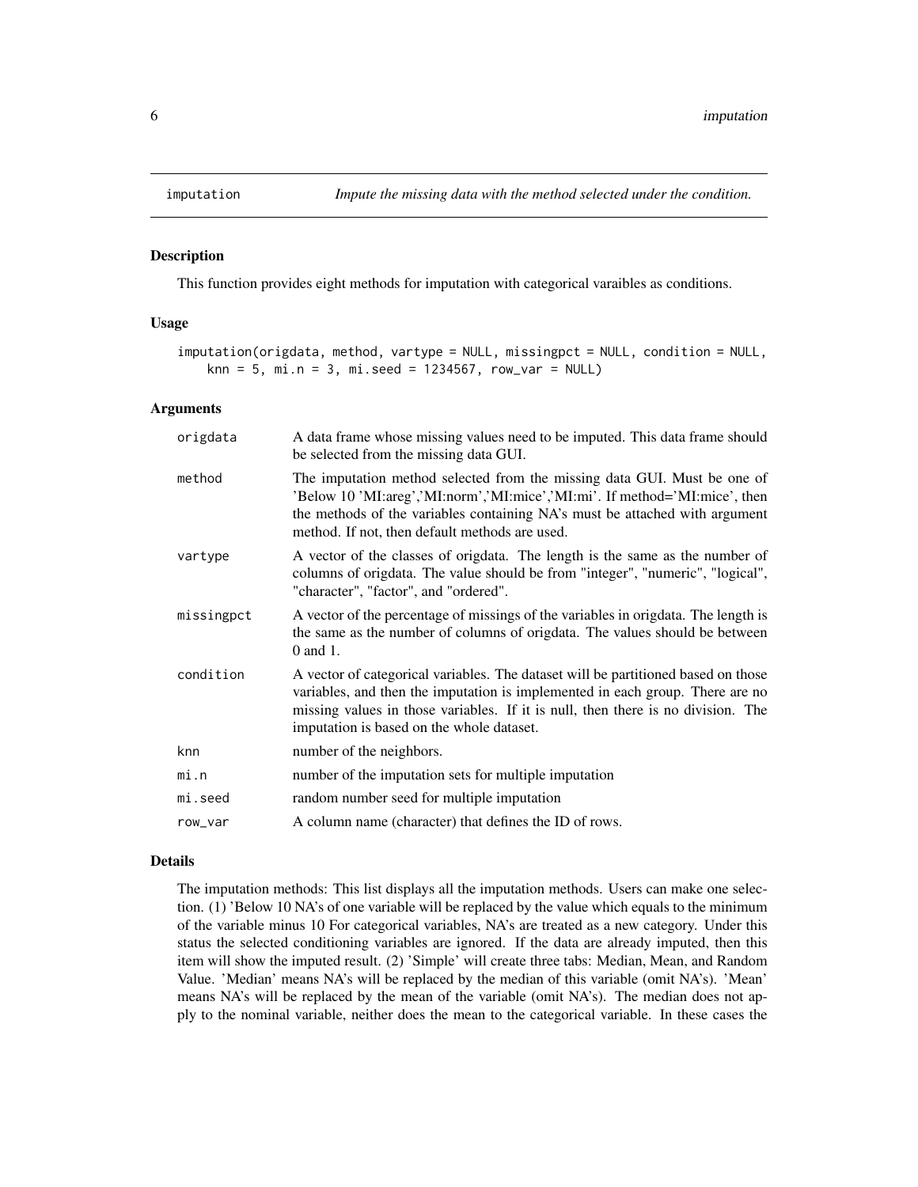`imputation` *Impute the missing data with the method selected under the condition.*

## Description

This function provides eight methods for imputation with categorical varaibles as conditions.

## Usage

```
imputation(origdata, method, vartype = NULL, missingpct = NULL, condition = NULL,
    knn = 5, mi.n = 3, mi.seed = 1234567, row_var = NULL)
```

## Arguments

| | |
|---|---|
| `origdata` | A data frame whose missing values need to be imputed. This data frame should be selected from the missing data GUI. |
| `method` | The imputation method selected from the missing data GUI. Must be one of 'Below 10 'MI:areg','MI:norm','MI:mice','MI:mi'. If method='MI:mice', then the methods of the variables containing NA's must be attached with argument method. If not, then default methods are used. |
| `vartype` | A vector of the classes of origdata. The length is the same as the number of columns of origdata. The value should be from "integer", "numeric", "logical", "character", "factor", and "ordered". |
| `missingpct` | A vector of the percentage of missings of the variables in origdata. The length is the same as the number of columns of origdata. The values should be between 0 and 1. |
| `condition` | A vector of categorical variables. The dataset will be partitioned based on those variables, and then the imputation is implemented in each group. There are no missing values in those variables. If it is null, then there is no division. The imputation is based on the whole dataset. |
| `knn` | number of the neighbors. |
| `mi.n` | number of the imputation sets for multiple imputation |
| `mi.seed` | random number seed for multiple imputation |
| `row_var` | A column name (character) that defines the ID of rows. |

## Details

The imputation methods: This list displays all the imputation methods. Users can make one selection. (1) 'Below 10 NA's of one variable will be replaced by the value which equals to the minimum of the variable minus 10 For categorical variables, NA's are treated as a new category. Under this status the selected conditioning variables are ignored. If the data are already imputed, then this item will show the imputed result. (2) 'Simple' will create three tabs: Median, Mean, and Random Value. 'Median' means NA's will be replaced by the median of this variable (omit NA's). 'Mean' means NA's will be replaced by the mean of the variable (omit NA's). The median does not apply to the nominal variable, neither does the mean to the categorical variable. In these cases the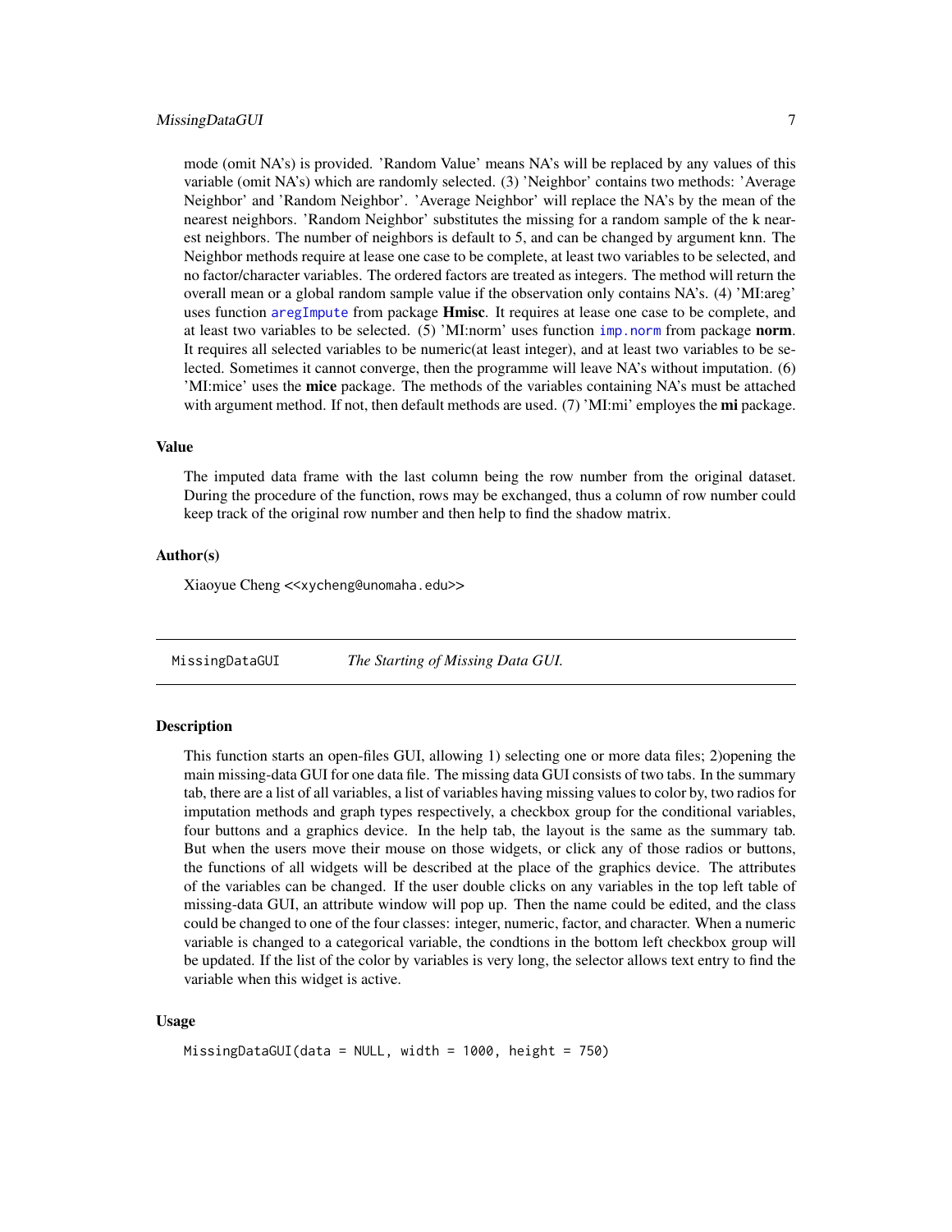mode (omit NA's) is provided. 'Random Value' means NA's will be replaced by any values of this variable (omit NA's) which are randomly selected. (3) 'Neighbor' contains two methods: 'Average Neighbor' and 'Random Neighbor'. 'Average Neighbor' will replace the NA's by the mean of the nearest neighbors. 'Random Neighbor' substitutes the missing for a random sample of the k nearest neighbors. The number of neighbors is default to 5, and can be changed by argument knn. The Neighbor methods require at lease one case to be complete, at least two variables to be selected, and no factor/character variables. The ordered factors are treated as integers. The method will return the overall mean or a global random sample value if the observation only contains NA's. (4) 'MI:areg' uses function `aregImpute` from package **Hmisc**. It requires at lease one case to be complete, and at least two variables to be selected. (5) 'MI:norm' uses function `imp.norm` from package **norm**. It requires all selected variables to be numeric(at least integer), and at least two variables to be selected. Sometimes it cannot converge, then the programme will leave NA's without imputation. (6) 'MI:mice' uses the **mice** package. The methods of the variables containing NA's must be attached with argument method. If not, then default methods are used. (7) 'MI:mi' employes the **mi** package.

### Value

The imputed data frame with the last column being the row number from the original dataset. During the procedure of the function, rows may be exchanged, thus a column of row number could keep track of the original row number and then help to find the shadow matrix.

### Author(s)

Xiaoyue Cheng <<xycheng@unomaha.edu>>

---

## MissingDataGUI — *The Starting of Missing Data GUI.*

---

### Description

This function starts an open-files GUI, allowing 1) selecting one or more data files; 2)opening the main missing-data GUI for one data file. The missing data GUI consists of two tabs. In the summary tab, there are a list of all variables, a list of variables having missing values to color by, two radios for imputation methods and graph types respectively, a checkbox group for the conditional variables, four buttons and a graphics device. In the help tab, the layout is the same as the summary tab. But when the users move their mouse on those widgets, or click any of those radios or buttons, the functions of all widgets will be described at the place of the graphics device. The attributes of the variables can be changed. If the user double clicks on any variables in the top left table of missing-data GUI, an attribute window will pop up. Then the name could be edited, and the class could be changed to one of the four classes: integer, numeric, factor, and character. When a numeric variable is changed to a categorical variable, the condtions in the bottom left checkbox group will be updated. If the list of the color by variables is very long, the selector allows text entry to find the variable when this widget is active.

### Usage

```
MissingDataGUI(data = NULL, width = 1000, height = 750)
```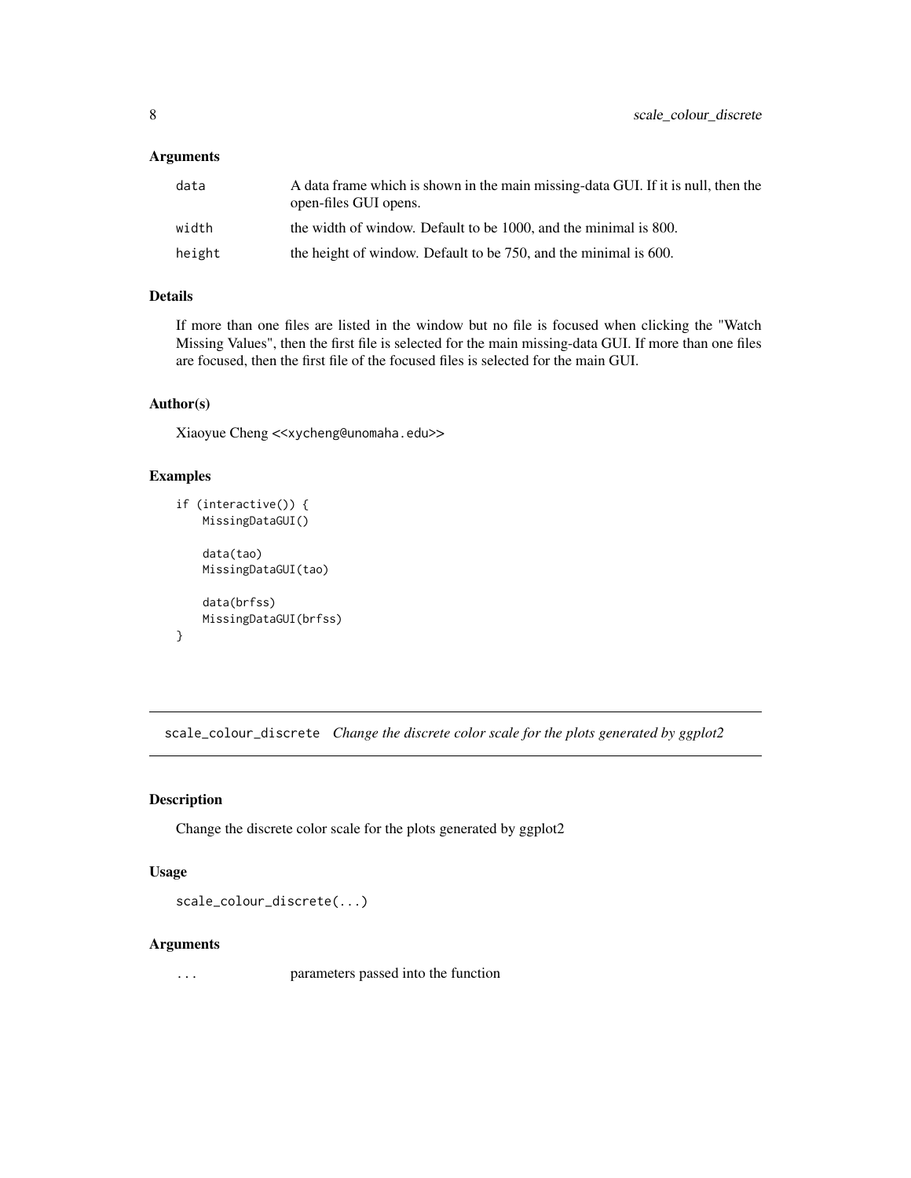## Arguments

| | |
|---|---|
| data | A data frame which is shown in the main missing-data GUI. If it is null, then the open-files GUI opens. |
| width | the width of window. Default to be 1000, and the minimal is 800. |
| height | the height of window. Default to be 750, and the minimal is 600. |

## Details

If more than one files are listed in the window but no file is focused when clicking the "Watch Missing Values", then the first file is selected for the main missing-data GUI. If more than one files are focused, then the first file of the focused files is selected for the main GUI.

## Author(s)

Xiaoyue Cheng <<xycheng@unomaha.edu>>

## Examples

```
if (interactive()) {
    MissingDataGUI()

    data(tao)
    MissingDataGUI(tao)

    data(brfss)
    MissingDataGUI(brfss)
}
```

---

# scale_colour_discrete *Change the discrete color scale for the plots generated by ggplot2*

## Description

Change the discrete color scale for the plots generated by ggplot2

## Usage

```
scale_colour_discrete(...)
```

## Arguments

| | |
|---|---|
| ... | parameters passed into the function |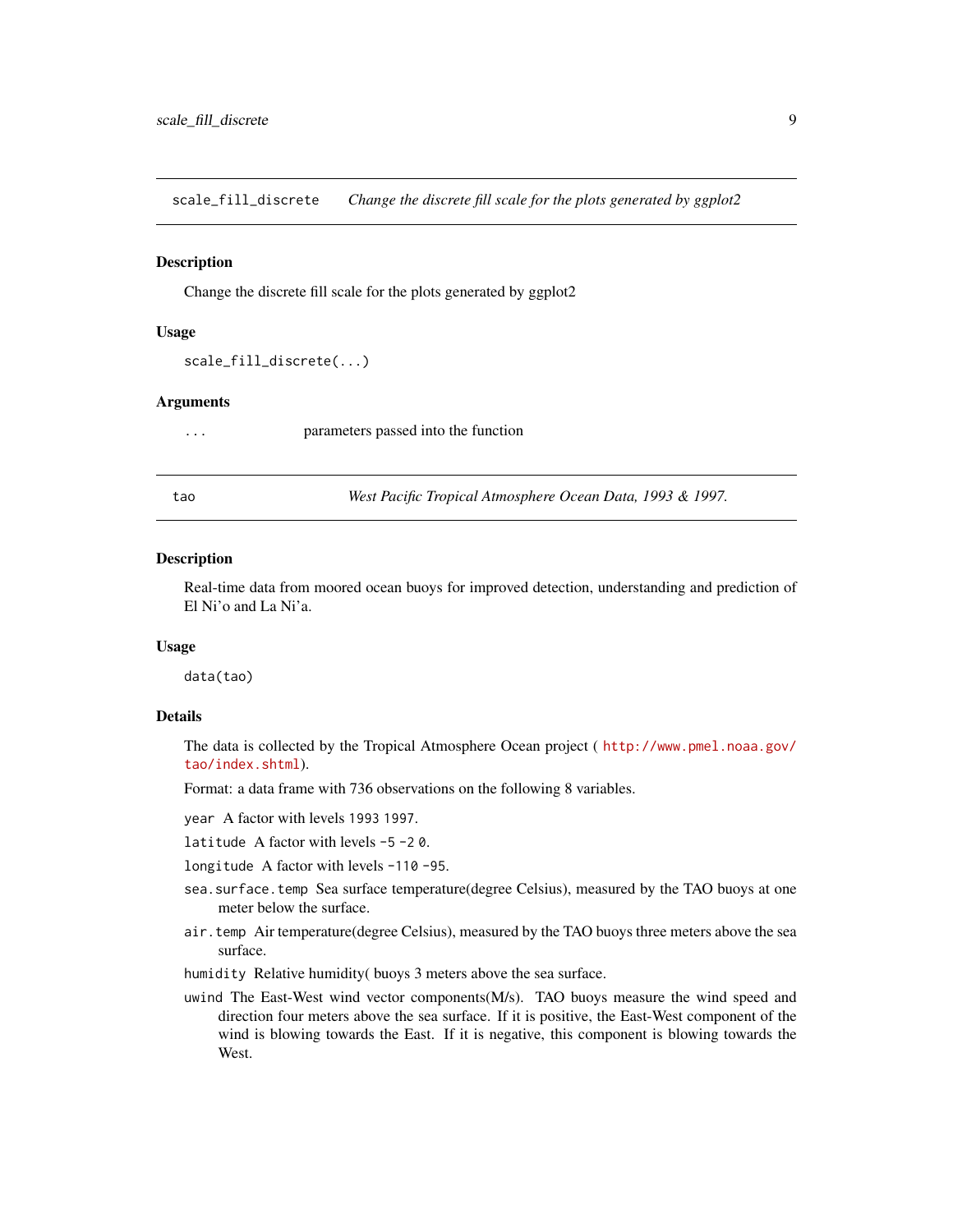## scale_fill_discrete — *Change the discrete fill scale for the plots generated by ggplot2*

### Description

Change the discrete fill scale for the plots generated by ggplot2

### Usage

```
scale_fill_discrete(...)
```

### Arguments

| | |
|---|---|
| `...` | parameters passed into the function |

## tao — *West Pacific Tropical Atmosphere Ocean Data, 1993 & 1997.*

### Description

Real-time data from moored ocean buoys for improved detection, understanding and prediction of El Ni'o and La Ni'a.

### Usage

```
data(tao)
```

### Details

The data is collected by the Tropical Atmosphere Ocean project ( http://www.pmel.noaa.gov/tao/index.shtml).

Format: a data frame with 736 observations on the following 8 variables.

- `year` A factor with levels `1993` `1997`.
- `latitude` A factor with levels `-5` `-2` `0`.
- `longitude` A factor with levels `-110` `-95`.
- `sea.surface.temp` Sea surface temperature(degree Celsius), measured by the TAO buoys at one meter below the surface.
- `air.temp` Air temperature(degree Celsius), measured by the TAO buoys three meters above the sea surface.
- `humidity` Relative humidity( buoys 3 meters above the sea surface.
- `uwind` The East-West wind vector components(M/s). TAO buoys measure the wind speed and direction four meters above the sea surface. If it is positive, the East-West component of the wind is blowing towards the East. If it is negative, this component is blowing towards the West.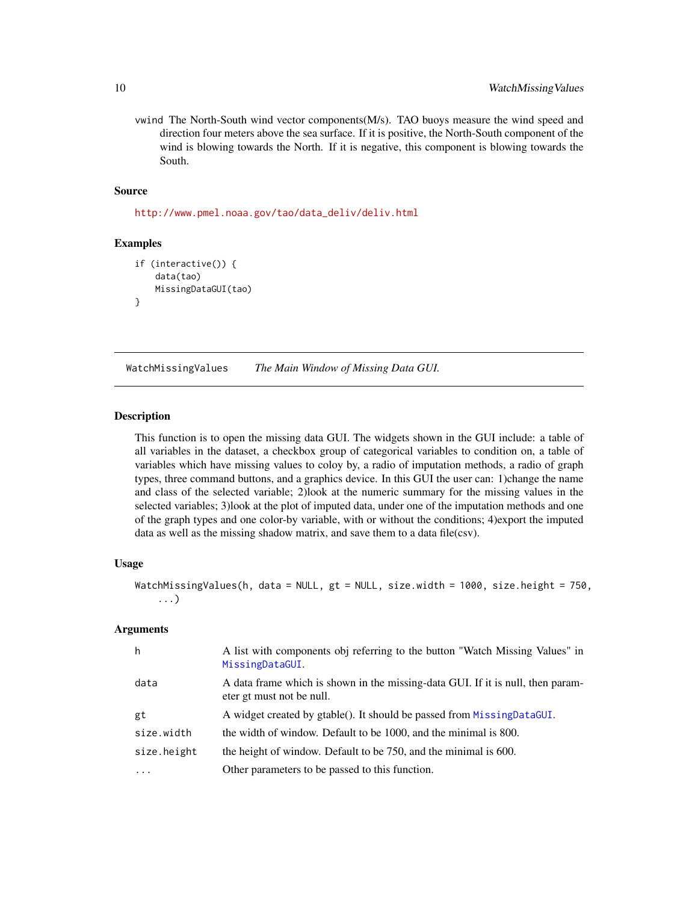vwind The North-South wind vector components(M/s). TAO buoys measure the wind speed and direction four meters above the sea surface. If it is positive, the North-South component of the wind is blowing towards the North. If it is negative, this component is blowing towards the South.

### Source

http://www.pmel.noaa.gov/tao/data_deliv/deliv.html

### Examples

```
if (interactive()) {
    data(tao)
    MissingDataGUI(tao)
}
```

---

## WatchMissingValues    *The Main Window of Missing Data GUI.*

---

### Description

This function is to open the missing data GUI. The widgets shown in the GUI include: a table of all variables in the dataset, a checkbox group of categorical variables to condition on, a table of variables which have missing values to coloy by, a radio of imputation methods, a radio of graph types, three command buttons, and a graphics device. In this GUI the user can: 1)change the name and class of the selected variable; 2)look at the numeric summary for the missing values in the selected variables; 3)look at the plot of imputed data, under one of the imputation methods and one of the graph types and one color-by variable, with or without the conditions; 4)export the imputed data as well as the missing shadow matrix, and save them to a data file(csv).

### Usage

```
WatchMissingValues(h, data = NULL, gt = NULL, size.width = 1000, size.height = 750,
    ...)
```

### Arguments

| | |
|---|---|
| h | A list with components obj referring to the button "Watch Missing Values" in MissingDataGUI. |
| data | A data frame which is shown in the missing-data GUI. If it is null, then parameter gt must not be null. |
| gt | A widget created by gtable(). It should be passed from MissingDataGUI. |
| size.width | the width of window. Default to be 1000, and the minimal is 800. |
| size.height | the height of window. Default to be 750, and the minimal is 600. |
| ... | Other parameters to be passed to this function. |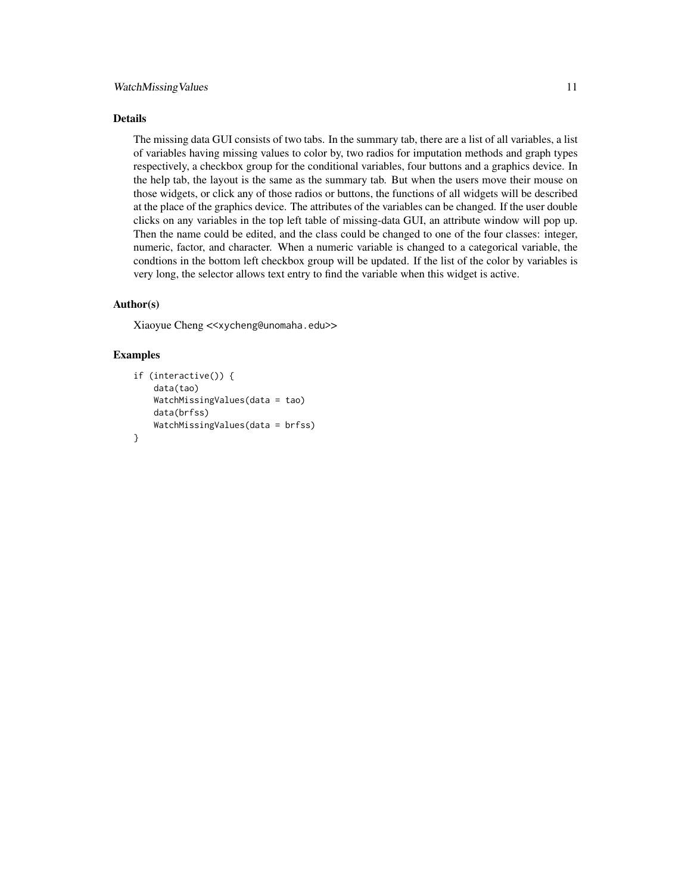## Details

The missing data GUI consists of two tabs. In the summary tab, there are a list of all variables, a list of variables having missing values to color by, two radios for imputation methods and graph types respectively, a checkbox group for the conditional variables, four buttons and a graphics device. In the help tab, the layout is the same as the summary tab. But when the users move their mouse on those widgets, or click any of those radios or buttons, the functions of all widgets will be described at the place of the graphics device. The attributes of the variables can be changed. If the user double clicks on any variables in the top left table of missing-data GUI, an attribute window will pop up. Then the name could be edited, and the class could be changed to one of the four classes: integer, numeric, factor, and character. When a numeric variable is changed to a categorical variable, the condtions in the bottom left checkbox group will be updated. If the list of the color by variables is very long, the selector allows text entry to find the variable when this widget is active.

## Author(s)

Xiaoyue Cheng <<xycheng@unomaha.edu>>

## Examples

```
if (interactive()) {
    data(tao)
    WatchMissingValues(data = tao)
    data(brfss)
    WatchMissingValues(data = brfss)
}
```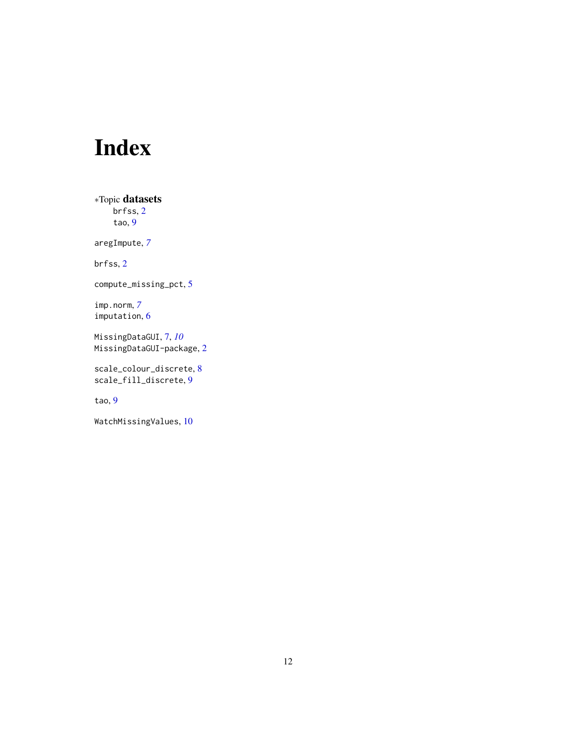# Index

∗Topic **datasets**

  brfss, 2
  tao, 9

aregImpute, *7*

brfss, 2

compute_missing_pct, 5

imp.norm, *7*
imputation, 6

MissingDataGUI, 7, *10*
MissingDataGUI-package, 2

scale_colour_discrete, 8
scale_fill_discrete, 9

tao, 9

WatchMissingValues, 10